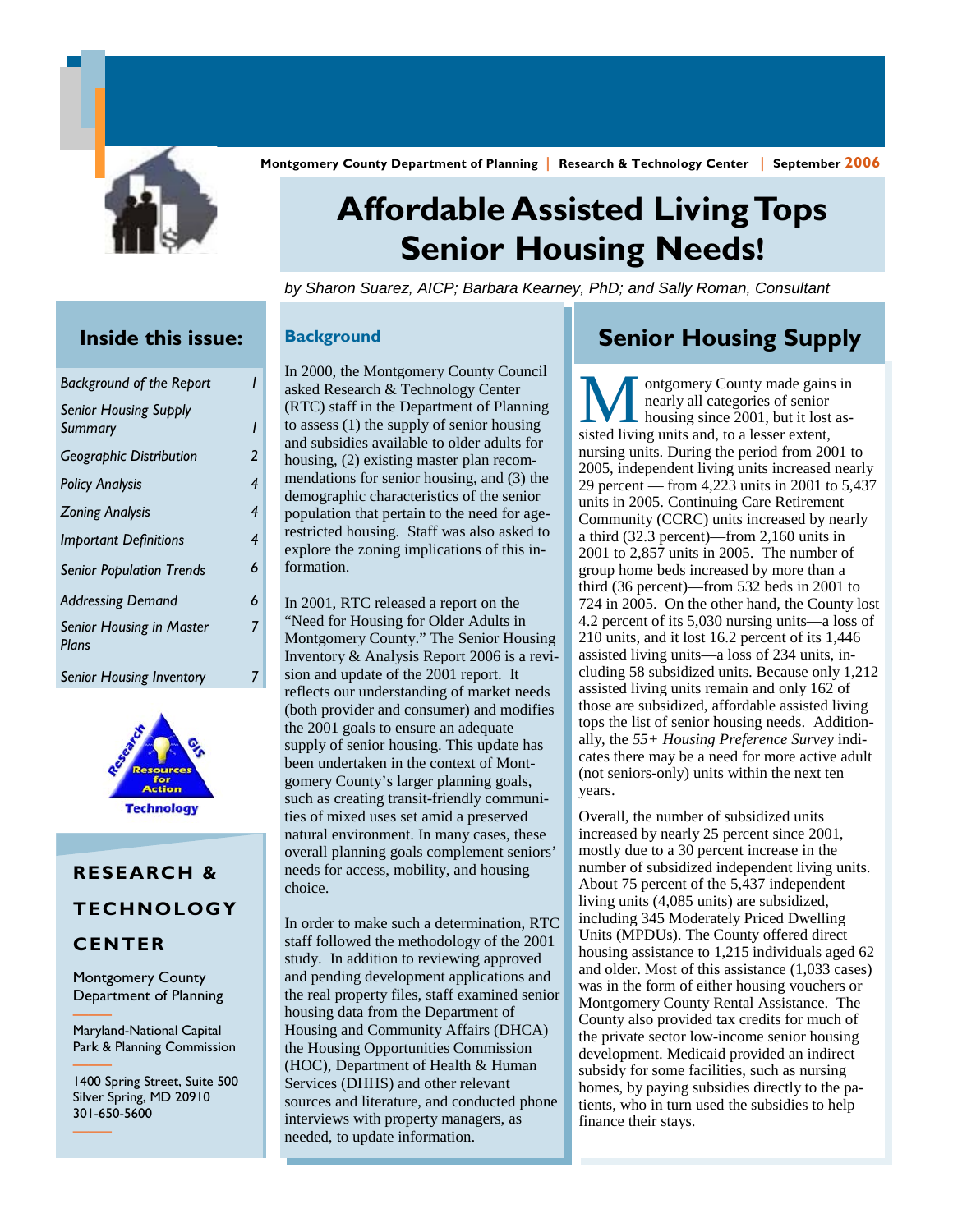Montgomery County Department of Planning | Research & Technology Center | September 2006

# Affordable Assisted Living Tops Senior Housing Needs!

*by Sharon Suarez, AICP; Barbara Kearney, PhD; and Sally Roman, Consultant*

## Inside this issue:

| | |
|---|---|
| *Background of the Report* | 1 |
| *Senior Housing Supply Summary* | 1 |
| *Geographic Distribution* | 2 |
| *Policy Analysis* | 4 |
| *Zoning Analysis* | 4 |
| *Important Definitions* | 4 |
| *Senior Population Trends* | 6 |
| *Addressing Demand* | 6 |
| *Senior Housing in Master Plans* | 7 |
| *Senior Housing Inventory* | 7 |

**RESEARCH & TECHNOLOGY CENTER**

Montgomery County Department of Planning

Maryland-National Capital Park & Planning Commission

1400 Spring Street, Suite 500
Silver Spring, MD 20910
301-650-5600

### Background

In 2000, the Montgomery County Council asked Research & Technology Center (RTC) staff in the Department of Planning to assess (1) the supply of senior housing and subsidies available to older adults for housing, (2) existing master plan recommendations for senior housing, and (3) the demographic characteristics of the senior population that pertain to the need for age-restricted housing. Staff was also asked to explore the zoning implications of this information.

In 2001, RTC released a report on the "Need for Housing for Older Adults in Montgomery County." The Senior Housing Inventory & Analysis Report 2006 is a revision and update of the 2001 report. It reflects our understanding of market needs (both provider and consumer) and modifies the 2001 goals to ensure an adequate supply of senior housing. This update has been undertaken in the context of Montgomery County's larger planning goals, such as creating transit-friendly communities of mixed uses set amid a preserved natural environment. In many cases, these overall planning goals complement seniors' needs for access, mobility, and housing choice.

In order to make such a determination, RTC staff followed the methodology of the 2001 study. In addition to reviewing approved and pending development applications and the real property files, staff examined senior housing data from the Department of Housing and Community Affairs (DHCA) the Housing Opportunities Commission (HOC), Department of Health & Human Services (DHHS) and other relevant sources and literature, and conducted phone interviews with property managers, as needed, to update information.

## Senior Housing Supply

Montgomery County made gains in nearly all categories of senior housing since 2001, but it lost assisted living units and, to a lesser extent, nursing units. During the period from 2001 to 2005, independent living units increased nearly 29 percent — from 4,223 units in 2001 to 5,437 units in 2005. Continuing Care Retirement Community (CCRC) units increased by nearly a third (32.3 percent)—from 2,160 units in 2001 to 2,857 units in 2005. The number of group home beds increased by more than a third (36 percent)—from 532 beds in 2001 to 724 in 2005. On the other hand, the County lost 4.2 percent of its 5,030 nursing units—a loss of 210 units, and it lost 16.2 percent of its 1,446 assisted living units—a loss of 234 units, including 58 subsidized units. Because only 1,212 assisted living units remain and only 162 of those are subsidized, affordable assisted living tops the list of senior housing needs. Additionally, the *55+ Housing Preference Survey* indicates there may be a need for more active adult (not seniors-only) units within the next ten years.

Overall, the number of subsidized units increased by nearly 25 percent since 2001, mostly due to a 30 percent increase in the number of subsidized independent living units. About 75 percent of the 5,437 independent living units (4,085 units) are subsidized, including 345 Moderately Priced Dwelling Units (MPDUs). The County offered direct housing assistance to 1,215 individuals aged 62 and older. Most of this assistance (1,033 cases) was in the form of either housing vouchers or Montgomery County Rental Assistance. The County also provided tax credits for much of the private sector low-income senior housing development. Medicaid provided an indirect subsidy for some facilities, such as nursing homes, by paying subsidies directly to the patients, who in turn used the subsidies to help finance their stays.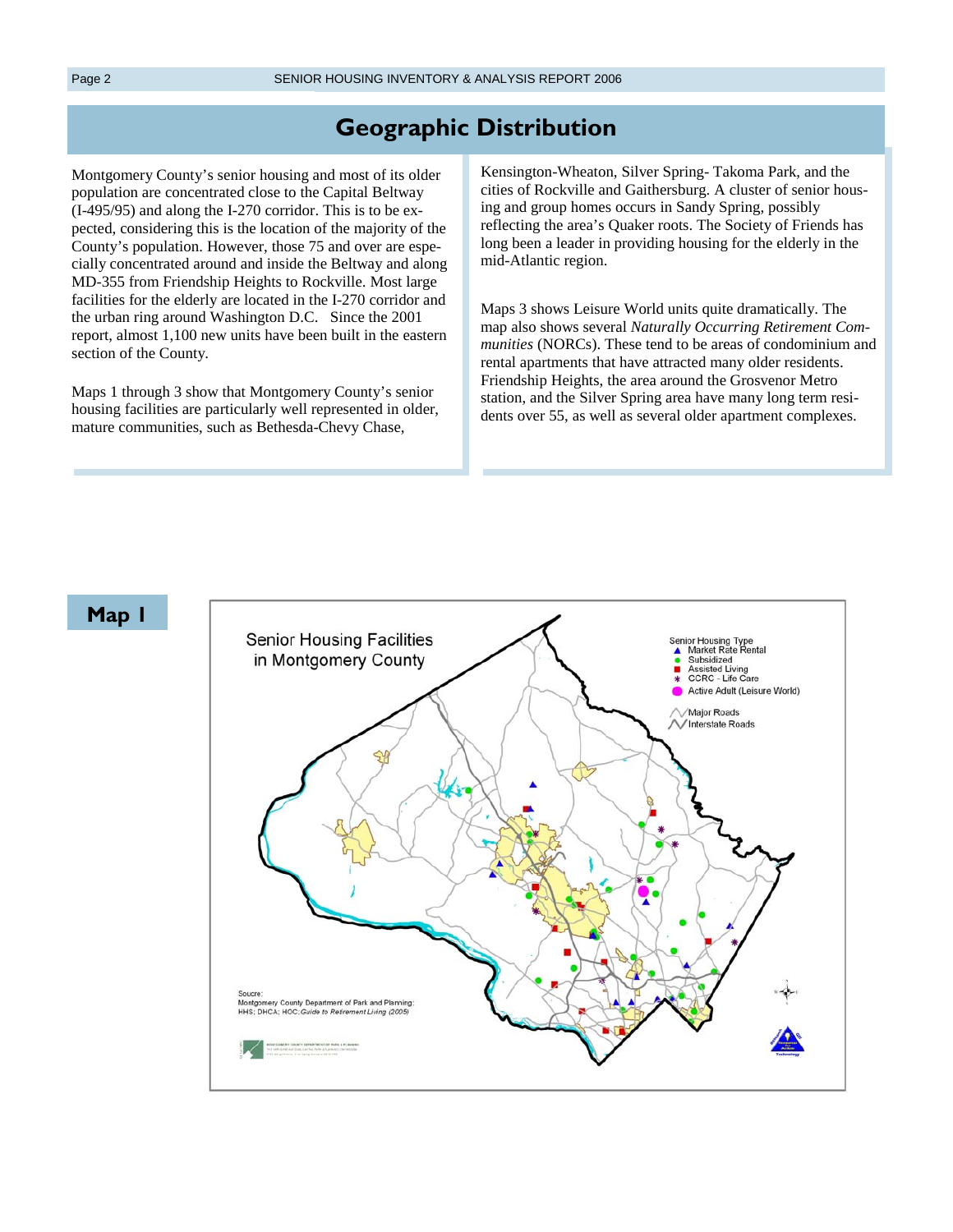# Geographic Distribution

Montgomery County's senior housing and most of its older population are concentrated close to the Capital Beltway (I-495/95) and along the I-270 corridor. This is to be expected, considering this is the location of the majority of the County's population. However, those 75 and over are especially concentrated around and inside the Beltway and along MD-355 from Friendship Heights to Rockville. Most large facilities for the elderly are located in the I-270 corridor and the urban ring around Washington D.C. Since the 2001 report, almost 1,100 new units have been built in the eastern section of the County.

Maps 1 through 3 show that Montgomery County's senior housing facilities are particularly well represented in older, mature communities, such as Bethesda-Chevy Chase, Kensington-Wheaton, Silver Spring- Takoma Park, and the cities of Rockville and Gaithersburg. A cluster of senior housing and group homes occurs in Sandy Spring, possibly reflecting the area's Quaker roots. The Society of Friends has long been a leader in providing housing for the elderly in the mid-Atlantic region.

Maps 3 shows Leisure World units quite dramatically. The map also shows several *Naturally Occurring Retirement Communities* (NORCs). These tend to be areas of condominium and rental apartments that have attracted many older residents. Friendship Heights, the area around the Grosvenor Metro station, and the Silver Spring area have many long term residents over 55, as well as several older apartment complexes.

## Map 1

Senior Housing Facilities in Montgomery County

Senior Housing Type
- Market Rate Rental
- Subsidized
- Assisted Living
- CCRC - Life Care
- Active Adult (Leisure World)

Major Roads
Interstate Roads

Soucre:
Montgomery County Department of Park and Planning; HHS; DHCA; HOC; *Guide to Retirement Living (2005)*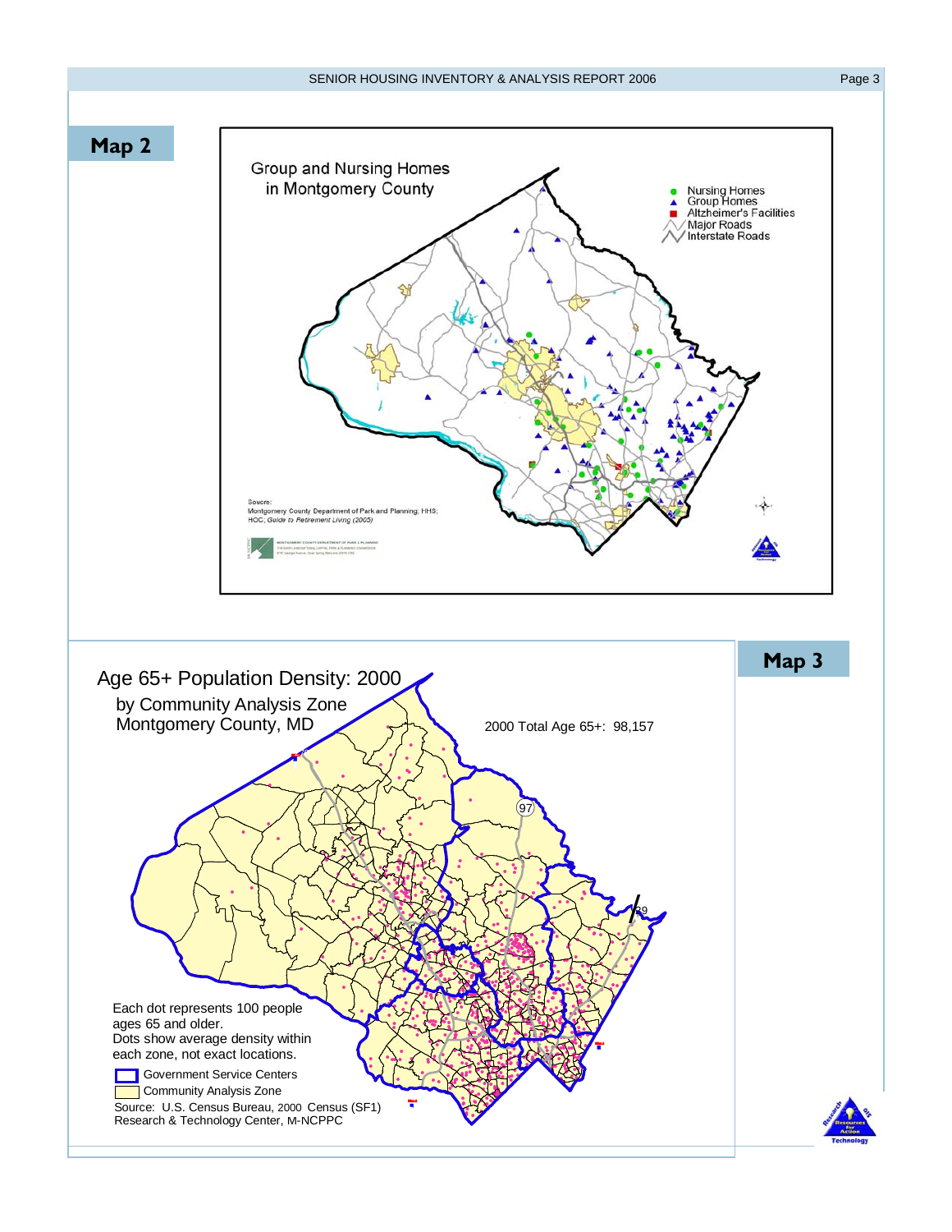## Map 2

Group and Nursing Homes in Montgomery County

- Nursing Homes
- Group Homes
- Altzheimer's Facilities
- Major Roads
- Interstate Roads

Soucre:
Montgomery County Department of Park and Planning; HHS; HOC; *Guide to Retirement Living (2005)*

## Map 3

Age 65+ Population Density: 2000
by Community Analysis Zone
Montgomery County, MD

2000 Total Age 65+: 98,157

Each dot represents 100 people ages 65 and older.
Dots show average density within each zone, not exact locations.

- Government Service Centers
- Community Analysis Zone

Source: U.S. Census Bureau, 2000 Census (SF1)
Research & Technology Center, M-NCPPC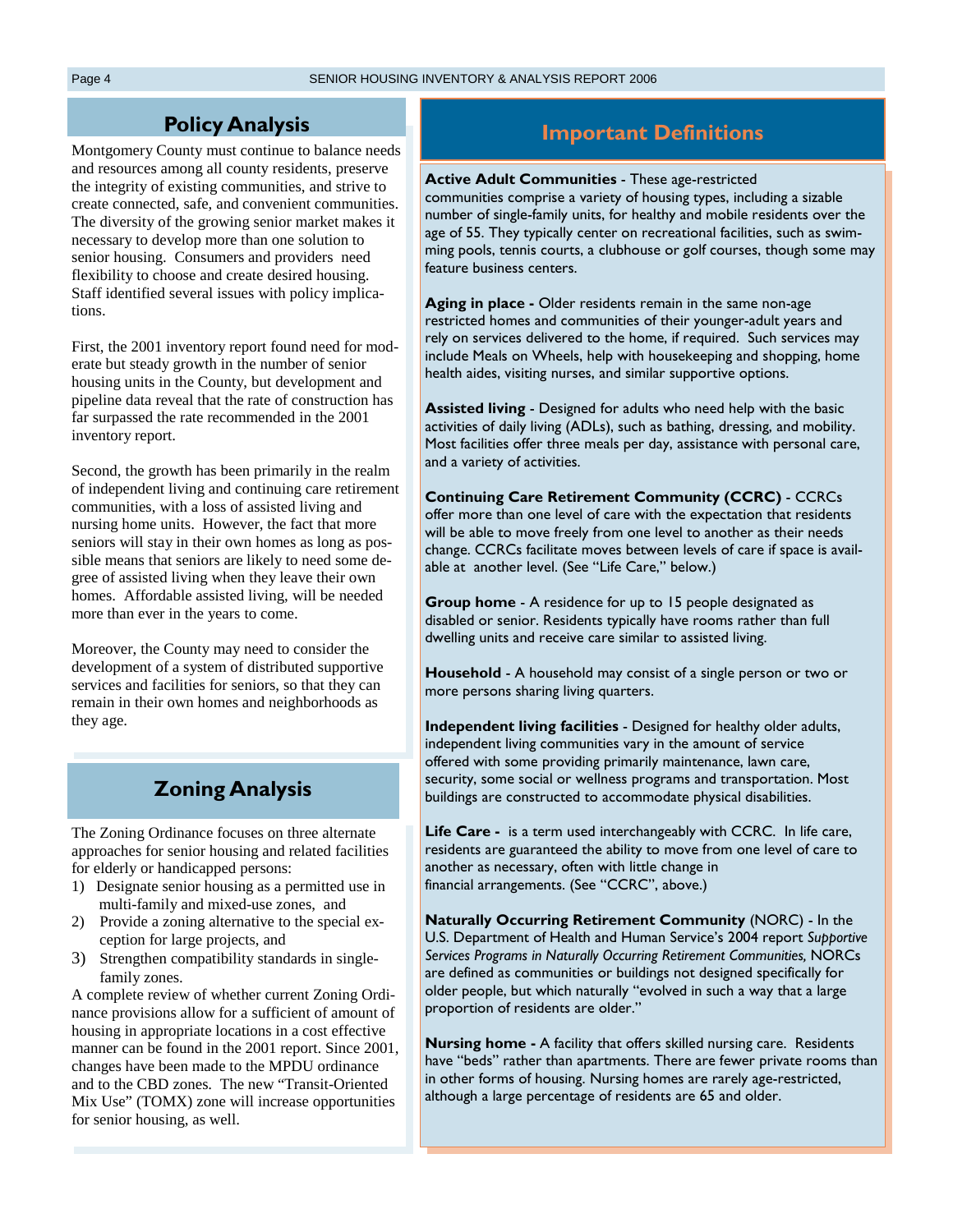## Policy Analysis

Montgomery County must continue to balance needs and resources among all county residents, preserve the integrity of existing communities, and strive to create connected, safe, and convenient communities. The diversity of the growing senior market makes it necessary to develop more than one solution to senior housing. Consumers and providers need flexibility to choose and create desired housing. Staff identified several issues with policy implications.

First, the 2001 inventory report found need for moderate but steady growth in the number of senior housing units in the County, but development and pipeline data reveal that the rate of construction has far surpassed the rate recommended in the 2001 inventory report.

Second, the growth has been primarily in the realm of independent living and continuing care retirement communities, with a loss of assisted living and nursing home units. However, the fact that more seniors will stay in their own homes as long as possible means that seniors are likely to need some degree of assisted living when they leave their own homes. Affordable assisted living, will be needed more than ever in the years to come.

Moreover, the County may need to consider the development of a system of distributed supportive services and facilities for seniors, so that they can remain in their own homes and neighborhoods as they age.

## Zoning Analysis

The Zoning Ordinance focuses on three alternate approaches for senior housing and related facilities for elderly or handicapped persons:

1) Designate senior housing as a permitted use in multi-family and mixed-use zones, and
2) Provide a zoning alternative to the special exception for large projects, and
3) Strengthen compatibility standards in single-family zones.

A complete review of whether current Zoning Ordinance provisions allow for a sufficient of amount of housing in appropriate locations in a cost effective manner can be found in the 2001 report. Since 2001, changes have been made to the MPDU ordinance and to the CBD zones. The new "Transit-Oriented Mix Use" (TOMX) zone will increase opportunities for senior housing, as well.

## Important Definitions

**Active Adult Communities** - These age-restricted communities comprise a variety of housing types, including a sizable number of single-family units, for healthy and mobile residents over the age of 55. They typically center on recreational facilities, such as swimming pools, tennis courts, a clubhouse or golf courses, though some may feature business centers.

**Aging in place -** Older residents remain in the same non-age restricted homes and communities of their younger-adult years and rely on services delivered to the home, if required. Such services may include Meals on Wheels, help with housekeeping and shopping, home health aides, visiting nurses, and similar supportive options.

**Assisted living** - Designed for adults who need help with the basic activities of daily living (ADLs), such as bathing, dressing, and mobility. Most facilities offer three meals per day, assistance with personal care, and a variety of activities.

**Continuing Care Retirement Community (CCRC)** - CCRCs offer more than one level of care with the expectation that residents will be able to move freely from one level to another as their needs change. CCRCs facilitate moves between levels of care if space is available at another level. (See "Life Care," below.)

**Group home** - A residence for up to 15 people designated as disabled or senior. Residents typically have rooms rather than full dwelling units and receive care similar to assisted living.

**Household** - A household may consist of a single person or two or more persons sharing living quarters.

**Independent living facilities** - Designed for healthy older adults, independent living communities vary in the amount of service offered with some providing primarily maintenance, lawn care, security, some social or wellness programs and transportation. Most buildings are constructed to accommodate physical disabilities.

**Life Care -** is a term used interchangeably with CCRC. In life care, residents are guaranteed the ability to move from one level of care to another as necessary, often with little change in financial arrangements. (See "CCRC", above.)

**Naturally Occurring Retirement Community** (NORC) - In the U.S. Department of Health and Human Service's 2004 report *Supportive Services Programs in Naturally Occurring Retirement Communities,* NORCs are defined as communities or buildings not designed specifically for older people, but which naturally "evolved in such a way that a large proportion of residents are older."

**Nursing home -** A facility that offers skilled nursing care. Residents have "beds" rather than apartments. There are fewer private rooms than in other forms of housing. Nursing homes are rarely age-restricted, although a large percentage of residents are 65 and older.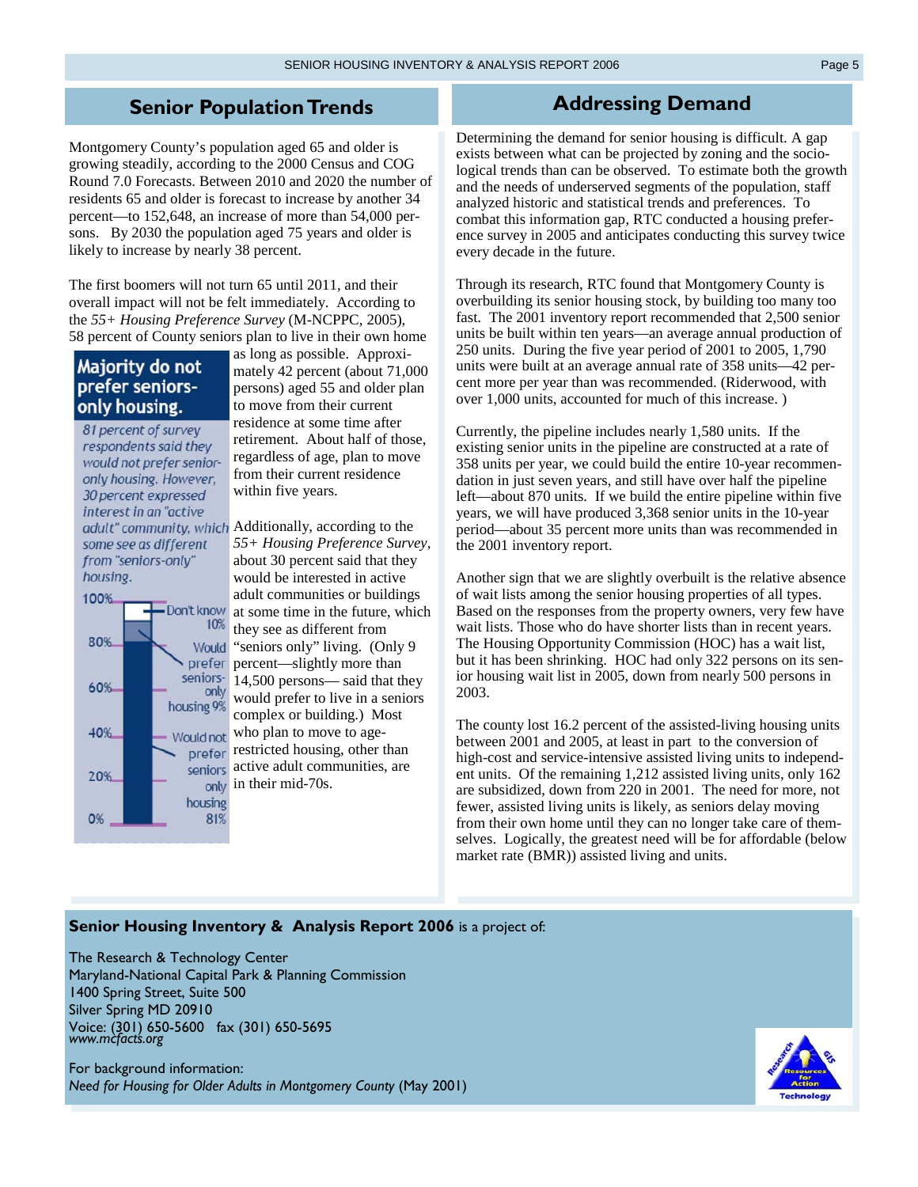## Senior Population Trends

Montgomery County's population aged 65 and older is growing steadily, according to the 2000 Census and COG Round 7.0 Forecasts. Between 2010 and 2020 the number of residents 65 and older is forecast to increase by another 34 percent—to 152,648, an increase of more than 54,000 persons. By 2030 the population aged 75 years and older is likely to increase by nearly 38 percent.

The first boomers will not turn 65 until 2011, and their overall impact will not be felt immediately. According to the *55+ Housing Preference Survey* (M-NCPPC, 2005), 58 percent of County seniors plan to live in their own home as long as possible. Approximately 42 percent (about 71,000 persons) aged 55 and older plan to move from their current residence at some time after retirement. About half of those, regardless of age, plan to move from their current residence within five years.

**Majority do not prefer seniors-only housing.**

*81 percent of survey respondents said they would not prefer senior-only housing. However, 30 percent expressed interest in an "active adult" community, which some see as different from "seniors-only" housing.*

| Response | Percent |
| --- | --- |
| Don't know | 10% |
| Would prefer seniors-only housing | 9% |
| Would not prefer seniors only housing | 81% |

Additionally, according to the *55+ Housing Preference Survey*, about 30 percent said that they would be interested in active adult communities or buildings at some time in the future, which they see as different from "seniors only" living. (Only 9 percent—slightly more than 14,500 persons— said that they would prefer to live in a seniors complex or building.) Most who plan to move to age-restricted housing, other than active adult communities, are in their mid-70s.

## Addressing Demand

Determining the demand for senior housing is difficult. A gap exists between what can be projected by zoning and the socio-logical trends than can be observed. To estimate both the growth and the needs of underserved segments of the population, staff analyzed historic and statistical trends and preferences. To combat this information gap, RTC conducted a housing preference survey in 2005 and anticipates conducting this survey twice every decade in the future.

Through its research, RTC found that Montgomery County is overbuilding its senior housing stock, by building too many too fast. The 2001 inventory report recommended that 2,500 senior units be built within ten years—an average annual production of 250 units. During the five year period of 2001 to 2005, 1,790 units were built at an average annual rate of 358 units—42 percent more per year than was recommended. (Riderwood, with over 1,000 units, accounted for much of this increase. )

Currently, the pipeline includes nearly 1,580 units. If the existing senior units in the pipeline are constructed at a rate of 358 units per year, we could build the entire 10-year recommendation in just seven years, and still have over half the pipeline left—about 870 units. If we build the entire pipeline within five years, we will have produced 3,368 senior units in the 10-year period—about 35 percent more units than was recommended in the 2001 inventory report.

Another sign that we are slightly overbuilt is the relative absence of wait lists among the senior housing properties of all types. Based on the responses from the property owners, very few have wait lists. Those who do have shorter lists than in recent years. The Housing Opportunity Commission (HOC) has a wait list, but it has been shrinking. HOC had only 322 persons on its senior housing wait list in 2005, down from nearly 500 persons in 2003.

The county lost 16.2 percent of the assisted-living housing units between 2001 and 2005, at least in part to the conversion of high-cost and service-intensive assisted living units to independent units. Of the remaining 1,212 assisted living units, only 162 are subsidized, down from 220 in 2001. The need for more, not fewer, assisted living units is likely, as seniors delay moving from their own home until they can no longer take care of themselves. Logically, the greatest need will be for affordable (below market rate (BMR)) assisted living and units.

---

**Senior Housing Inventory & Analysis Report 2006** is a project of:

The Research & Technology Center
Maryland-National Capital Park & Planning Commission
1400 Spring Street, Suite 500
Silver Spring MD 20910
Voice: (301) 650-5600 fax (301) 650-5695
*www.mcfacts.org*

For background information:
*Need for Housing for Older Adults in Montgomery County* (May 2001)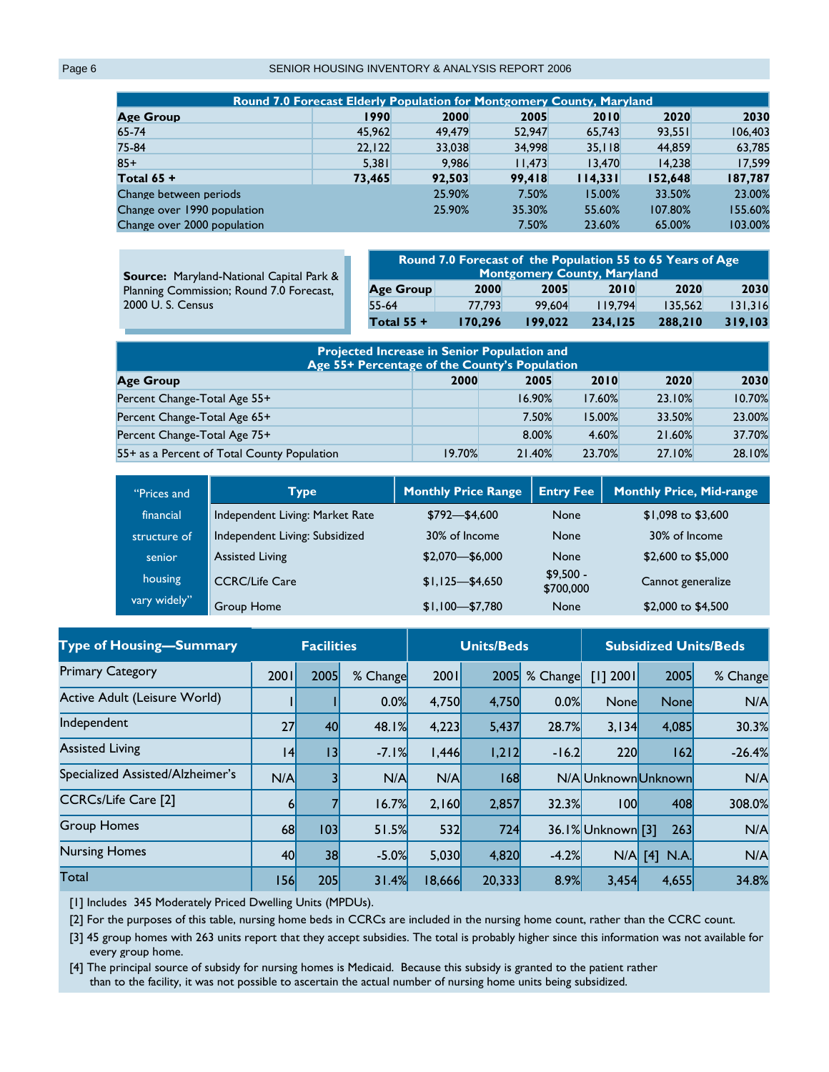| Round 7.0 Forecast Elderly Population for Montgomery County, Maryland | | | | | | |
|---|---|---|---|---|---|---|
| **Age Group** | **1990** | **2000** | **2005** | **2010** | **2020** | **2030** |
| 65-74 | 45,962 | 49,479 | 52,947 | 65,743 | 93,551 | 106,403 |
| 75-84 | 22,122 | 33,038 | 34,998 | 35,118 | 44,859 | 63,785 |
| 85+ | 5,381 | 9,986 | 11,473 | 13,470 | 14,238 | 17,599 |
| **Total 65 +** | **73,465** | **92,503** | **99,418** | **114,331** | **152,648** | **187,787** |
| Change between periods | | 25.90% | 7.50% | 15.00% | 33.50% | 23.00% |
| Change over 1990 population | | 25.90% | 35.30% | 55.60% | 107.80% | 155.60% |
| Change over 2000 population | | | 7.50% | 23.60% | 65.00% | 103.00% |

**Source:** Maryland-National Capital Park & Planning Commission; Round 7.0 Forecast, 2000 U. S. Census

| Round 7.0 Forecast of the Population 55 to 65 Years of Age Montgomery County, Maryland | | | | | |
|---|---|---|---|---|---|
| **Age Group** | **2000** | **2005** | **2010** | **2020** | **2030** |
| 55-64 | 77,793 | 99,604 | 119,794 | 135,562 | 131,316 |
| **Total 55 +** | **170,296** | **199,022** | **234,125** | **288,210** | **319,103** |

| Projected Increase in Senior Population and Age 55+ Percentage of the County's Population | | | | | |
|---|---|---|---|---|---|
| **Age Group** | **2000** | **2005** | **2010** | **2020** | **2030** |
| Percent Change-Total Age 55+ | | 16.90% | 17.60% | 23.10% | 10.70% |
| Percent Change-Total Age 65+ | | 7.50% | 15.00% | 33.50% | 23.00% |
| Percent Change-Total Age 75+ | | 8.00% | 4.60% | 21.60% | 37.70% |
| 55+ as a Percent of Total County Population | 19.70% | 21.40% | 23.70% | 27.10% | 28.10% |

"Prices and financial structure of senior housing vary widely"

| Type | Monthly Price Range | Entry Fee | Monthly Price, Mid-range |
|---|---|---|---|
| Independent Living: Market Rate | $792—$4,600 | None | $1,098 to $3,600 |
| Independent Living: Subsidized | 30% of Income | None | 30% of Income |
| Assisted Living | $2,070—$6,000 | None | $2,600 to $5,000 |
| CCRC/Life Care | $1,125—$4,650 | $9,500 - $700,000 | Cannot generalize |
| Group Home | $1,100—$7,780 | None | $2,000 to $4,500 |

| Type of Housing—Summary | Facilities | | | Units/Beds | | | Subsidized Units/Beds | | |
|---|---|---|---|---|---|---|---|---|---|
| Primary Category | 2001 | 2005 | % Change | 2001 | 2005 | % Change | [1] 2001 | 2005 | % Change |
| Active Adult (Leisure World) | 1 | 1 | 0.0% | 4,750 | 4,750 | 0.0% | None | None | N/A |
| Independent | 27 | 40 | 48.1% | 4,223 | 5,437 | 28.7% | 3,134 | 4,085 | 30.3% |
| Assisted Living | 14 | 13 | -7.1% | 1,446 | 1,212 | -16.2 | 220 | 162 | -26.4% |
| Specialized Assisted/Alzheimer's | N/A | 3 | N/A | N/A | 168 | N/A | Unknown | Unknown | N/A |
| CCRCs/Life Care [2] | 6 | 7 | 16.7% | 2,160 | 2,857 | 32.3% | 100 | 408 | 308.0% |
| Group Homes | 68 | 103 | 51.5% | 532 | 724 | 36.1% | Unknown [3] | 263 | N/A |
| Nursing Homes | 40 | 38 | -5.0% | 5,030 | 4,820 | -4.2% | N/A | [4] N.A. | N/A |
| Total | 156 | 205 | 31.4% | 18,666 | 20,333 | 8.9% | 3,454 | 4,655 | 34.8% |

[1] Includes 345 Moderately Priced Dwelling Units (MPDUs).

[2] For the purposes of this table, nursing home beds in CCRCs are included in the nursing home count, rather than the CCRC count.

[3] 45 group homes with 263 units report that they accept subsidies. The total is probably higher since this information was not available for every group home.

[4] The principal source of subsidy for nursing homes is Medicaid. Because this subsidy is granted to the patient rather than to the facility, it was not possible to ascertain the actual number of nursing home units being subsidized.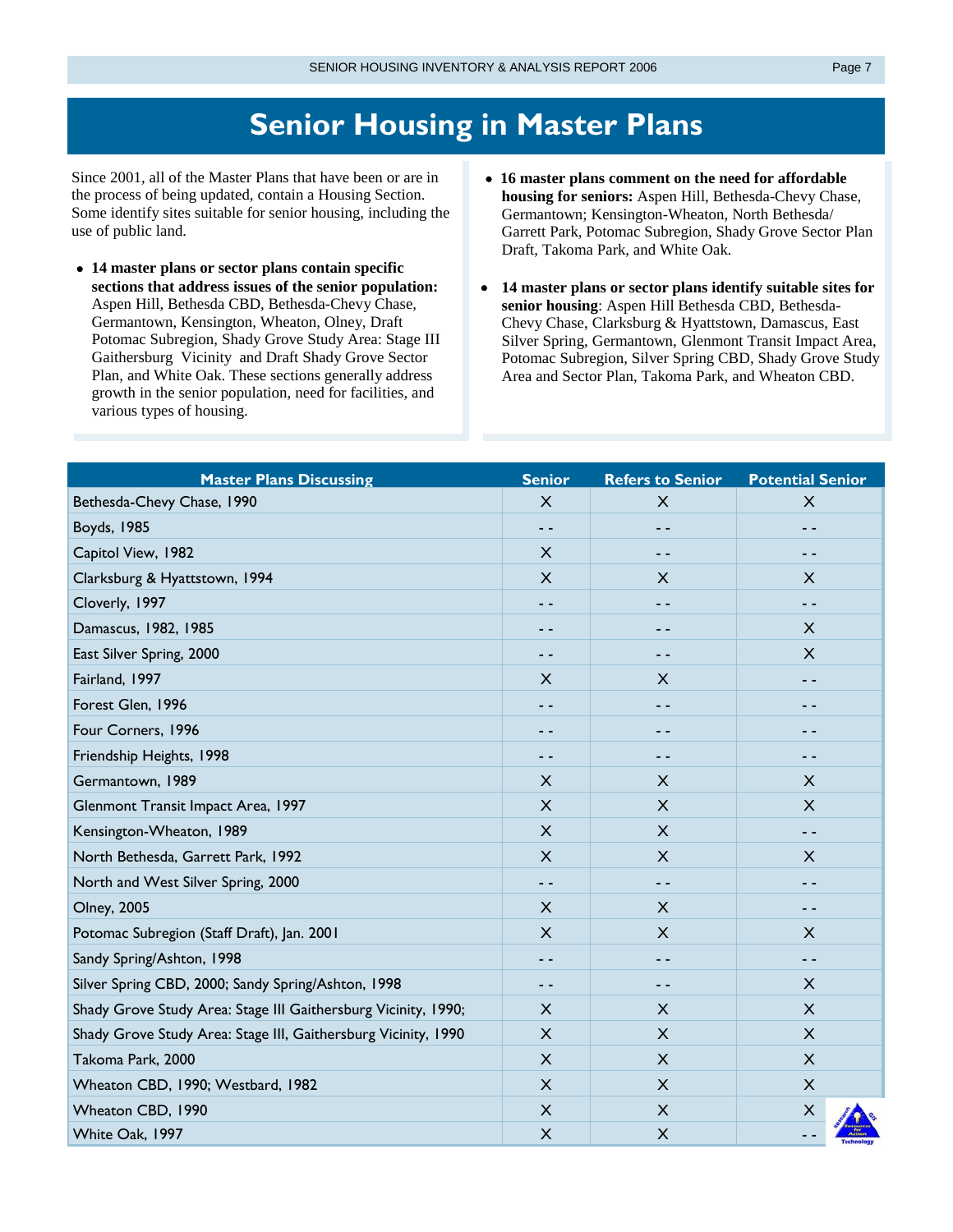# Senior Housing in Master Plans

Since 2001, all of the Master Plans that have been or are in the process of being updated, contain a Housing Section. Some identify sites suitable for senior housing, including the use of public land.

- **14 master plans or sector plans contain specific sections that address issues of the senior population:** Aspen Hill, Bethesda CBD, Bethesda-Chevy Chase, Germantown, Kensington, Wheaton, Olney, Draft Potomac Subregion, Shady Grove Study Area: Stage III Gaithersburg Vicinity and Draft Shady Grove Sector Plan, and White Oak. These sections generally address growth in the senior population, need for facilities, and various types of housing.

- **16 master plans comment on the need for affordable housing for seniors:** Aspen Hill, Bethesda-Chevy Chase, Germantown; Kensington-Wheaton, North Bethesda/ Garrett Park, Potomac Subregion, Shady Grove Sector Plan Draft, Takoma Park, and White Oak.

- **14 master plans or sector plans identify suitable sites for senior housing**: Aspen Hill Bethesda CBD, Bethesda-Chevy Chase, Clarksburg & Hyattstown, Damascus, East Silver Spring, Germantown, Glenmont Transit Impact Area, Potomac Subregion, Silver Spring CBD, Shady Grove Study Area and Sector Plan, Takoma Park, and Wheaton CBD.

| Master Plans Discussing | Senior | Refers to Senior | Potential Senior |
|---|---|---|---|
| Bethesda-Chevy Chase, 1990 | X | X | X |
| Boyds, 1985 | - - | - - | - - |
| Capitol View, 1982 | X | - - | - - |
| Clarksburg & Hyattstown, 1994 | X | X | X |
| Cloverly, 1997 | - - | - - | - - |
| Damascus, 1982, 1985 | - - | - - | X |
| East Silver Spring, 2000 | - - | - - | X |
| Fairland, 1997 | X | X | - - |
| Forest Glen, 1996 | - - | - - | - - |
| Four Corners, 1996 | - - | - - | - - |
| Friendship Heights, 1998 | - - | - - | - - |
| Germantown, 1989 | X | X | X |
| Glenmont Transit Impact Area, 1997 | X | X | X |
| Kensington-Wheaton, 1989 | X | X | - - |
| North Bethesda, Garrett Park, 1992 | X | X | X |
| North and West Silver Spring, 2000 | - - | - - | - - |
| Olney, 2005 | X | X | - - |
| Potomac Subregion (Staff Draft), Jan. 2001 | X | X | X |
| Sandy Spring/Ashton, 1998 | - - | - - | - - |
| Silver Spring CBD, 2000; Sandy Spring/Ashton, 1998 | - - | - - | X |
| Shady Grove Study Area: Stage III Gaithersburg Vicinity, 1990; | X | X | X |
| Shady Grove Study Area: Stage III, Gaithersburg Vicinity, 1990 | X | X | X |
| Takoma Park, 2000 | X | X | X |
| Wheaton CBD, 1990; Westbard, 1982 | X | X | X |
| Wheaton CBD, 1990 | X | X | X |
| White Oak, 1997 | X | X | - - |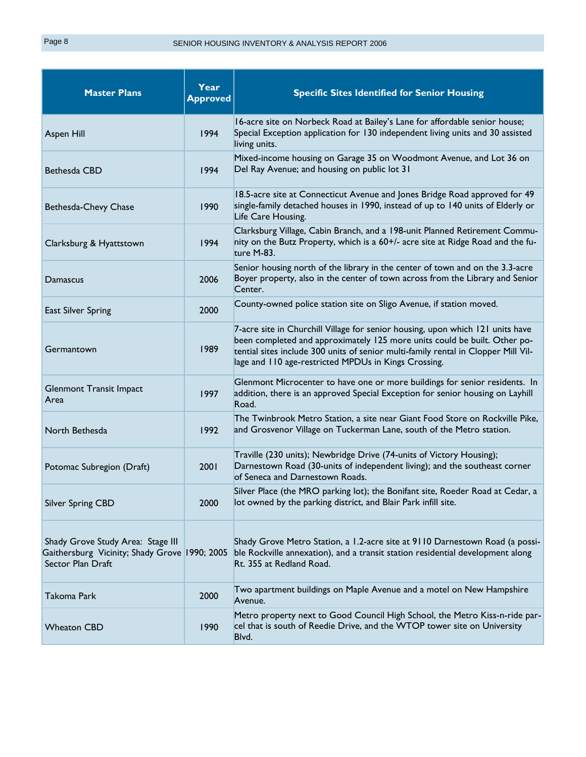| Master Plans | Year Approved | Specific Sites Identified for Senior Housing |
| --- | --- | --- |
| Aspen Hill | 1994 | 16-acre site on Norbeck Road at Bailey's Lane for affordable senior house; Special Exception application for 130 independent living units and 30 assisted living units. |
| Bethesda CBD | 1994 | Mixed-income housing on Garage 35 on Woodmont Avenue, and Lot 36 on Del Ray Avenue; and housing on public lot 31 |
| Bethesda-Chevy Chase | 1990 | 18.5-acre site at Connecticut Avenue and Jones Bridge Road approved for 49 single-family detached houses in 1990, instead of up to 140 units of Elderly or Life Care Housing. |
| Clarksburg & Hyattstown | 1994 | Clarksburg Village, Cabin Branch, and a 198-unit Planned Retirement Community on the Butz Property, which is a 60+/- acre site at Ridge Road and the future M-83. |
| Damascus | 2006 | Senior housing north of the library in the center of town and on the 3.3-acre Boyer property, also in the center of town across from the Library and Senior Center. |
| East Silver Spring | 2000 | County-owned police station site on Sligo Avenue, if station moved. |
| Germantown | 1989 | 7-acre site in Churchill Village for senior housing, upon which 121 units have been completed and approximately 125 more units could be built. Other potential sites include 300 units of senior multi-family rental in Clopper Mill Village and 110 age-restricted MPDUs in Kings Crossing. |
| Glenmont Transit Impact Area | 1997 | Glenmont Microcenter to have one or more buildings for senior residents. In addition, there is an approved Special Exception for senior housing on Layhill Road. |
| North Bethesda | 1992 | The Twinbrook Metro Station, a site near Giant Food Store on Rockville Pike, and Grosvenor Village on Tuckerman Lane, south of the Metro station. |
| Potomac Subregion (Draft) | 2001 | Traville (230 units); Newbridge Drive (74-units of Victory Housing); Darnestown Road (30-units of independent living); and the southeast corner of Seneca and Darnestown Roads. |
| Silver Spring CBD | 2000 | Silver Place (the MRO parking lot); the Bonifant site, Roeder Road at Cedar, a lot owned by the parking district, and Blair Park infill site. |
| Shady Grove Study Area: Stage III Gaithersburg Vicinity; Shady Grove Sector Plan Draft | 1990; 2005 | Shady Grove Metro Station, a 1.2-acre site at 9110 Darnestown Road (a possible Rockville annexation), and a transit station residential development along Rt. 355 at Redland Road. |
| Takoma Park | 2000 | Two apartment buildings on Maple Avenue and a motel on New Hampshire Avenue. |
| Wheaton CBD | 1990 | Metro property next to Good Council High School, the Metro Kiss-n-ride parcel that is south of Reedie Drive, and the WTOP tower site on University Blvd. |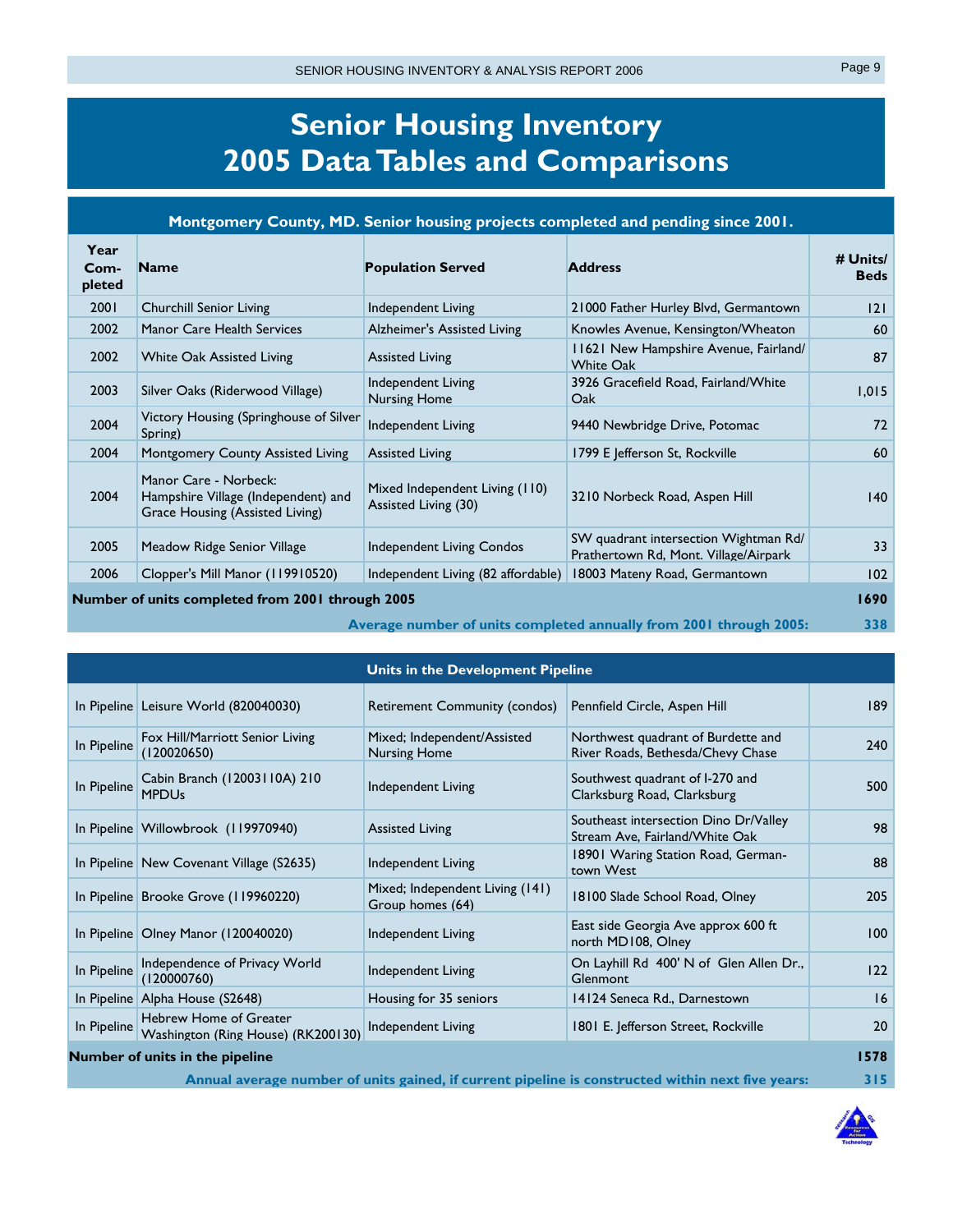# Senior Housing Inventory 2005 Data Tables and Comparisons

**Montgomery County, MD. Senior housing projects completed and pending since 2001.**

| Year Com-pleted | Name | Population Served | Address | # Units/ Beds |
|---|---|---|---|---|
| 2001 | Churchill Senior Living | Independent Living | 21000 Father Hurley Blvd, Germantown | 121 |
| 2002 | Manor Care Health Services | Alzheimer's Assisted Living | Knowles Avenue, Kensington/Wheaton | 60 |
| 2002 | White Oak Assisted Living | Assisted Living | 11621 New Hampshire Avenue, Fairland/ White Oak | 87 |
| 2003 | Silver Oaks (Riderwood Village) | Independent Living Nursing Home | 3926 Gracefield Road, Fairland/White Oak | 1,015 |
| 2004 | Victory Housing (Springhouse of Silver Spring) | Independent Living | 9440 Newbridge Drive, Potomac | 72 |
| 2004 | Montgomery County Assisted Living | Assisted Living | 1799 E Jefferson St, Rockville | 60 |
| 2004 | Manor Care - Norbeck: Hampshire Village (Independent) and Grace Housing (Assisted Living) | Mixed Independent Living (110) Assisted Living (30) | 3210 Norbeck Road, Aspen Hill | 140 |
| 2005 | Meadow Ridge Senior Village | Independent Living Condos | SW quadrant intersection Wightman Rd/ Prathertown Rd, Mont. Village/Airpark | 33 |
| 2006 | Clopper's Mill Manor (119910520) | Independent Living (82 affordable) | 18003 Mateny Road, Germantown | 102 |
| **Number of units completed from 2001 through 2005** | | | | **1690** |
| | | | **Average number of units completed annually from 2001 through 2005:** | **338** |

**Units in the Development Pipeline**

| Status | Name | Population Served | Address | # Units/ Beds |
|---|---|---|---|---|
| In Pipeline | Leisure World (820040030) | Retirement Community (condos) | Pennfield Circle, Aspen Hill | 189 |
| In Pipeline | Fox Hill/Marriott Senior Living (120020650) | Mixed; Independent/Assisted Nursing Home | Northwest quadrant of Burdette and River Roads, Bethesda/Chevy Chase | 240 |
| In Pipeline | Cabin Branch (12003110A) 210 MPDUs | Independent Living | Southwest quadrant of I-270 and Clarksburg Road, Clarksburg | 500 |
| In Pipeline | Willowbrook (119970940) | Assisted Living | Southeast intersection Dino Dr/Valley Stream Ave, Fairland/White Oak | 98 |
| In Pipeline | New Covenant Village (S2635) | Independent Living | 18901 Waring Station Road, Germantown West | 88 |
| In Pipeline | Brooke Grove (119960220) | Mixed; Independent Living (141) Group homes (64) | 18100 Slade School Road, Olney | 205 |
| In Pipeline | Olney Manor (120040020) | Independent Living | East side Georgia Ave approx 600 ft north MD108, Olney | 100 |
| In Pipeline | Independence of Privacy World (120000760) | Independent Living | On Layhill Rd 400' N of Glen Allen Dr., Glenmont | 122 |
| In Pipeline | Alpha House (S2648) | Housing for 35 seniors | 14124 Seneca Rd., Darnestown | 16 |
| In Pipeline | Hebrew Home of Greater Washington (Ring House) (RK200130) | Independent Living | 1801 E. Jefferson Street, Rockville | 20 |
| **Number of units in the pipeline** | | | | **1578** |
| | | | **Annual average number of units gained, if current pipeline is constructed within next five years:** | **315** |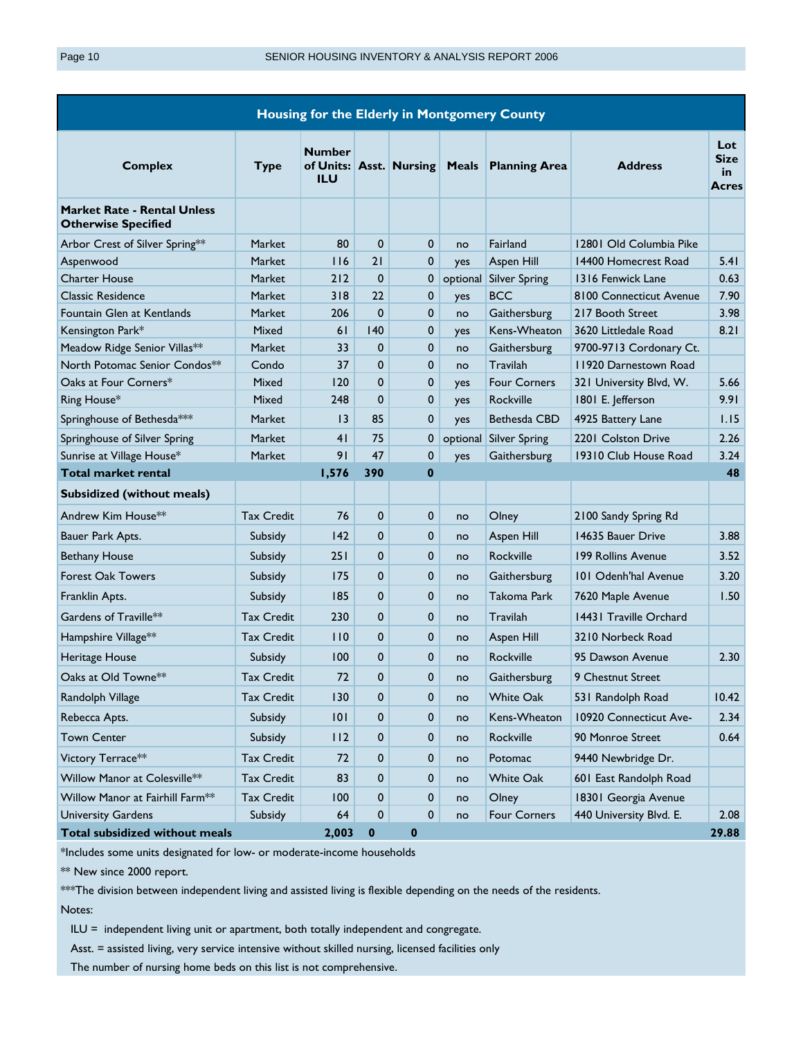## Housing for the Elderly in Montgomery County

| Complex | Type | Number of Units: ILU | Asst. | Nursing | Meals | Planning Area | Address | Lot Size in Acres |
|---|---|---|---|---|---|---|---|---|
| **Market Rate - Rental Unless Otherwise Specified** | | | | | | | | |
| Arbor Crest of Silver Spring** | Market | 80 | 0 | 0 | no | Fairland | 12801 Old Columbia Pike | |
| Aspenwood | Market | 116 | 21 | 0 | yes | Aspen Hill | 14400 Homecrest Road | 5.41 |
| Charter House | Market | 212 | 0 | 0 | optional | Silver Spring | 1316 Fenwick Lane | 0.63 |
| Classic Residence | Market | 318 | 22 | 0 | yes | BCC | 8100 Connecticut Avenue | 7.90 |
| Fountain Glen at Kentlands | Market | 206 | 0 | 0 | no | Gaithersburg | 217 Booth Street | 3.98 |
| Kensington Park* | Mixed | 61 | 140 | 0 | yes | Kens-Wheaton | 3620 Littledale Road | 8.21 |
| Meadow Ridge Senior Villas** | Market | 33 | 0 | 0 | no | Gaithersburg | 9700-9713 Cordonary Ct. | |
| North Potomac Senior Condos** | Condo | 37 | 0 | 0 | no | Travilah | 11920 Darnestown Road | |
| Oaks at Four Corners* | Mixed | 120 | 0 | 0 | yes | Four Corners | 321 University Blvd, W. | 5.66 |
| Ring House* | Mixed | 248 | 0 | 0 | yes | Rockville | 1801 E. Jefferson | 9.91 |
| Springhouse of Bethesda*** | Market | 13 | 85 | 0 | yes | Bethesda CBD | 4925 Battery Lane | 1.15 |
| Springhouse of Silver Spring | Market | 41 | 75 | 0 | optional | Silver Spring | 2201 Colston Drive | 2.26 |
| Sunrise at Village House* | Market | 91 | 47 | 0 | yes | Gaithersburg | 19310 Club House Road | 3.24 |
| **Total market rental** | | **1,576** | **390** | **0** | | | | **48** |
| **Subsidized (without meals)** | | | | | | | | |
| Andrew Kim House** | Tax Credit | 76 | 0 | 0 | no | Olney | 2100 Sandy Spring Rd | |
| Bauer Park Apts. | Subsidy | 142 | 0 | 0 | no | Aspen Hill | 14635 Bauer Drive | 3.88 |
| Bethany House | Subsidy | 251 | 0 | 0 | no | Rockville | 199 Rollins Avenue | 3.52 |
| Forest Oak Towers | Subsidy | 175 | 0 | 0 | no | Gaithersburg | 101 Odenh'hal Avenue | 3.20 |
| Franklin Apts. | Subsidy | 185 | 0 | 0 | no | Takoma Park | 7620 Maple Avenue | 1.50 |
| Gardens of Traville** | Tax Credit | 230 | 0 | 0 | no | Travilah | 14431 Traville Orchard | |
| Hampshire Village** | Tax Credit | 110 | 0 | 0 | no | Aspen Hill | 3210 Norbeck Road | |
| Heritage House | Subsidy | 100 | 0 | 0 | no | Rockville | 95 Dawson Avenue | 2.30 |
| Oaks at Old Towne** | Tax Credit | 72 | 0 | 0 | no | Gaithersburg | 9 Chestnut Street | |
| Randolph Village | Tax Credit | 130 | 0 | 0 | no | White Oak | 531 Randolph Road | 10.42 |
| Rebecca Apts. | Subsidy | 101 | 0 | 0 | no | Kens-Wheaton | 10920 Connecticut Ave- | 2.34 |
| Town Center | Subsidy | 112 | 0 | 0 | no | Rockville | 90 Monroe Street | 0.64 |
| Victory Terrace** | Tax Credit | 72 | 0 | 0 | no | Potomac | 9440 Newbridge Dr. | |
| Willow Manor at Colesville** | Tax Credit | 83 | 0 | 0 | no | White Oak | 601 East Randolph Road | |
| Willow Manor at Fairhill Farm** | Tax Credit | 100 | 0 | 0 | no | Olney | 18301 Georgia Avenue | |
| University Gardens | Subsidy | 64 | 0 | 0 | no | Four Corners | 440 University Blvd. E. | 2.08 |
| **Total subsidized without meals** | | **2,003** | **0** | **0** | | | | **29.88** |

*Includes some units designated for low- or moderate-income households

** New since 2000 report.

***The division between independent living and assisted living is flexible depending on the needs of the residents.

Notes:

ILU = independent living unit or apartment, both totally independent and congregate.

Asst. = assisted living, very service intensive without skilled nursing, licensed facilities only

The number of nursing home beds on this list is not comprehensive.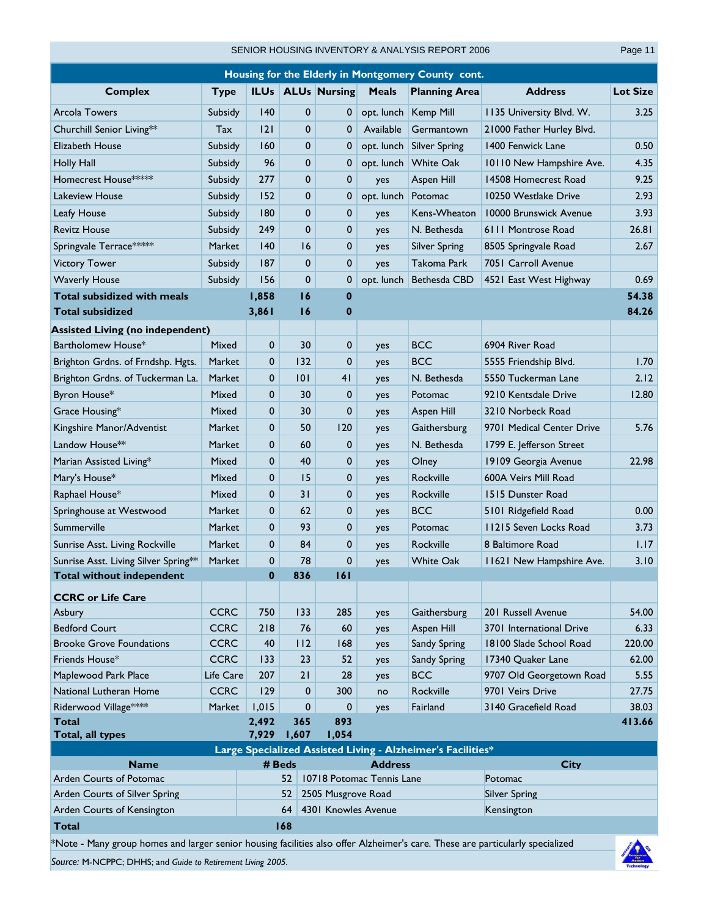## Housing for the Elderly in Montgomery County cont.

| Complex | Type | ILUs | ALUs | Nursing | Meals | Planning Area | Address | Lot Size |
|---|---|---|---|---|---|---|---|---|
| Arcola Towers | Subsidy | 140 | 0 | 0 | opt. lunch | Kemp Mill | 1135 University Blvd. W. | 3.25 |
| Churchill Senior Living** | Tax | 121 | 0 | 0 | Available | Germantown | 21000 Father Hurley Blvd. | |
| Elizabeth House | Subsidy | 160 | 0 | 0 | opt. lunch | Silver Spring | 1400 Fenwick Lane | 0.50 |
| Holly Hall | Subsidy | 96 | 0 | 0 | opt. lunch | White Oak | 10110 New Hampshire Ave. | 4.35 |
| Homecrest House***** | Subsidy | 277 | 0 | 0 | yes | Aspen Hill | 14508 Homecrest Road | 9.25 |
| Lakeview House | Subsidy | 152 | 0 | 0 | opt. lunch | Potomac | 10250 Westlake Drive | 2.93 |
| Leafy House | Subsidy | 180 | 0 | 0 | yes | Kens-Wheaton | 10000 Brunswick Avenue | 3.93 |
| Revitz House | Subsidy | 249 | 0 | 0 | yes | N. Bethesda | 6111 Montrose Road | 26.81 |
| Springvale Terrace***** | Market | 140 | 16 | 0 | yes | Silver Spring | 8505 Springvale Road | 2.67 |
| Victory Tower | Subsidy | 187 | 0 | 0 | yes | Takoma Park | 7051 Carroll Avenue | |
| Waverly House | Subsidy | 156 | 0 | 0 | opt. lunch | Bethesda CBD | 4521 East West Highway | 0.69 |
| **Total subsidized with meals** | | **1,858** | **16** | **0** | | | | **54.38** |
| **Total subsidized** | | **3,861** | **16** | **0** | | | | **84.26** |
| **Assisted Living (no independent)** | | | | | | | | |
| Bartholomew House* | Mixed | 0 | 30 | 0 | yes | BCC | 6904 River Road | |
| Brighton Grdns. of Frndshp. Hgts. | Market | 0 | 132 | 0 | yes | BCC | 5555 Friendship Blvd. | 1.70 |
| Brighton Grdns. of Tuckerman La. | Market | 0 | 101 | 41 | yes | N. Bethesda | 5550 Tuckerman Lane | 2.12 |
| Byron House* | Mixed | 0 | 30 | 0 | yes | Potomac | 9210 Kentsdale Drive | 12.80 |
| Grace Housing* | Mixed | 0 | 30 | 0 | yes | Aspen Hill | 3210 Norbeck Road | |
| Kingshire Manor/Adventist | Market | 0 | 50 | 120 | yes | Gaithersburg | 9701 Medical Center Drive | 5.76 |
| Landow House** | Market | 0 | 60 | 0 | yes | N. Bethesda | 1799 E. Jefferson Street | |
| Marian Assisted Living* | Mixed | 0 | 40 | 0 | yes | Olney | 19109 Georgia Avenue | 22.98 |
| Mary's House* | Mixed | 0 | 15 | 0 | yes | Rockville | 600A Veirs Mill Road | |
| Raphael House* | Mixed | 0 | 31 | 0 | yes | Rockville | 1515 Dunster Road | |
| Springhouse at Westwood | Market | 0 | 62 | 0 | yes | BCC | 5101 Ridgefield Road | 0.00 |
| Summerville | Market | 0 | 93 | 0 | yes | Potomac | 11215 Seven Locks Road | 3.73 |
| Sunrise Asst. Living Rockville | Market | 0 | 84 | 0 | yes | Rockville | 8 Baltimore Road | 1.17 |
| Sunrise Asst. Living Silver Spring** | Market | 0 | 78 | 0 | yes | White Oak | 11621 New Hampshire Ave. | 3.10 |
| **Total without independent** | | **0** | **836** | **161** | | | | |
| **CCRC or Life Care** | | | | | | | | |
| Asbury | CCRC | 750 | 133 | 285 | yes | Gaithersburg | 201 Russell Avenue | 54.00 |
| Bedford Court | CCRC | 218 | 76 | 60 | yes | Aspen Hill | 3701 International Drive | 6.33 |
| Brooke Grove Foundations | CCRC | 40 | 112 | 168 | yes | Sandy Spring | 18100 Slade School Road | 220.00 |
| Friends House* | CCRC | 133 | 23 | 52 | yes | Sandy Spring | 17340 Quaker Lane | 62.00 |
| Maplewood Park Place | Life Care | 207 | 21 | 28 | yes | BCC | 9707 Old Georgetown Road | 5.55 |
| National Lutheran Home | CCRC | 129 | 0 | 300 | no | Rockville | 9701 Veirs Drive | 27.75 |
| Riderwood Village**** | Market | 1,015 | 0 | 0 | yes | Fairland | 3140 Gracefield Road | 38.03 |
| **Total** | | **2,492** | **365** | **893** | | | | **413.66** |
| **Total, all types** | | **7,929** | **1,607** | **1,054** | | | | |

## Large Specialized Assisted Living - Alzheimer's Facilities*

| Name | # Beds | Address | City |
|---|---|---|---|
| Arden Courts of Potomac | 52 | 10718 Potomac Tennis Lane | Potomac |
| Arden Courts of Silver Spring | 52 | 2505 Musgrove Road | Silver Spring |
| Arden Courts of Kensington | 64 | 4301 Knowles Avenue | Kensington |
| **Total** | **168** | | |

*Note - Many group homes and larger senior housing facilities also offer Alzheimer's care. These are particularly specialized

*Source:* M-NCPPC; DHHS; and *Guide to Retirement Living 2005*.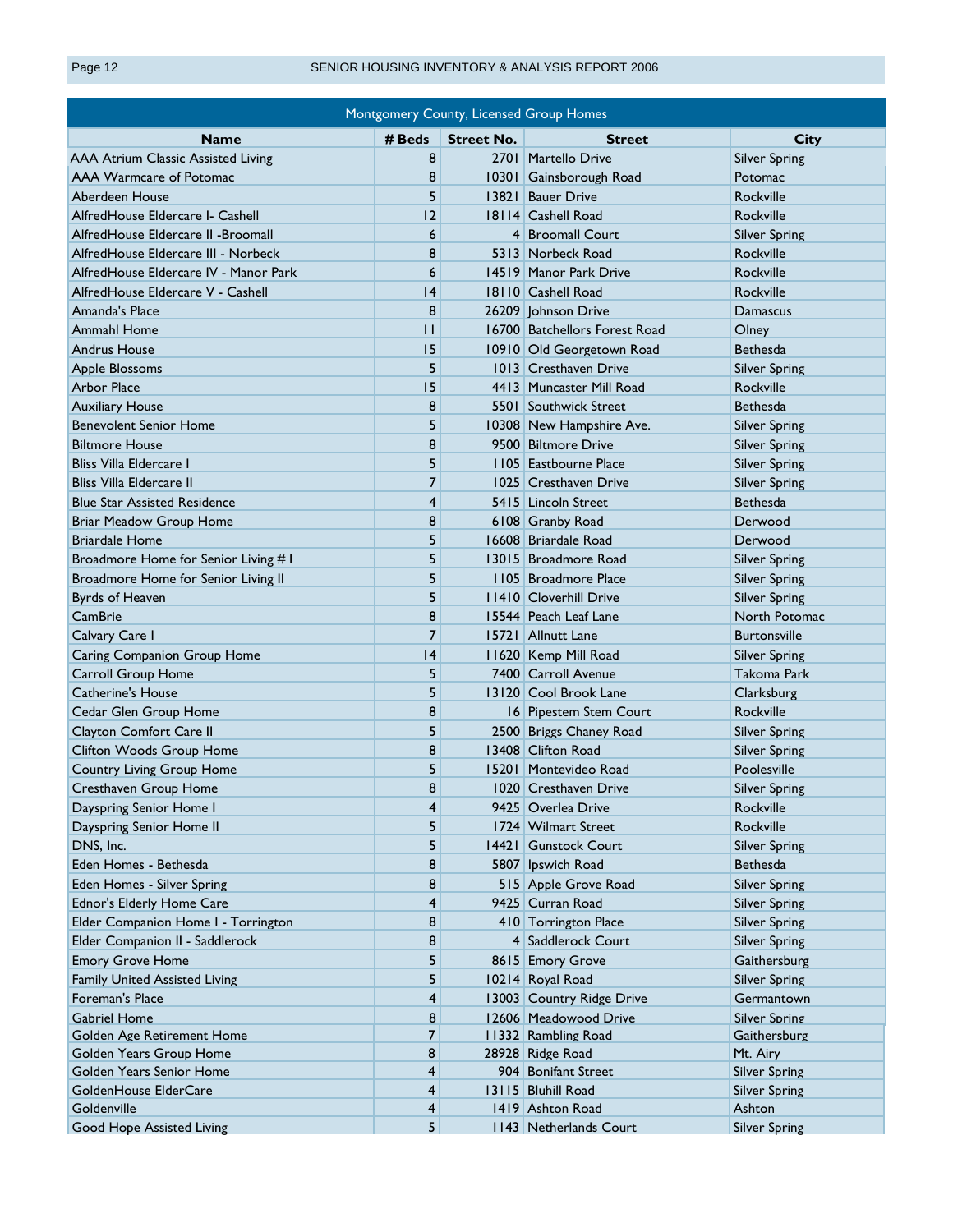## Montgomery County, Licensed Group Homes

| Name | # Beds | Street No. | Street | City |
|---|---|---|---|---|
| AAA Atrium Classic Assisted Living | 8 | 2701 | Martello Drive | Silver Spring |
| AAA Warmcare of Potomac | 8 | 10301 | Gainsborough Road | Potomac |
| Aberdeen House | 5 | 13821 | Bauer Drive | Rockville |
| AlfredHouse Eldercare I- Cashell | 12 | 18114 | Cashell Road | Rockville |
| AlfredHouse Eldercare II -Broomall | 6 | 4 | Broomall Court | Silver Spring |
| AlfredHouse Eldercare III - Norbeck | 8 | 5313 | Norbeck Road | Rockville |
| AlfredHouse Eldercare IV - Manor Park | 6 | 14519 | Manor Park Drive | Rockville |
| AlfredHouse Eldercare V - Cashell | 14 | 18110 | Cashell Road | Rockville |
| Amanda's Place | 8 | 26209 | Johnson Drive | Damascus |
| Ammahl Home | 11 | 16700 | Batchellors Forest Road | Olney |
| Andrus House | 15 | 10910 | Old Georgetown Road | Bethesda |
| Apple Blossoms | 5 | 1013 | Cresthaven Drive | Silver Spring |
| Arbor Place | 15 | 4413 | Muncaster Mill Road | Rockville |
| Auxiliary House | 8 | 5501 | Southwick Street | Bethesda |
| Benevolent Senior Home | 5 | 10308 | New Hampshire Ave. | Silver Spring |
| Biltmore House | 8 | 9500 | Biltmore Drive | Silver Spring |
| Bliss Villa Eldercare I | 5 | 1105 | Eastbourne Place | Silver Spring |
| Bliss Villa Eldercare II | 7 | 1025 | Cresthaven Drive | Silver Spring |
| Blue Star Assisted Residence | 4 | 5415 | Lincoln Street | Bethesda |
| Briar Meadow Group Home | 8 | 6108 | Granby Road | Derwood |
| Briardale Home | 5 | 16608 | Briardale Road | Derwood |
| Broadmore Home for Senior Living # I | 5 | 13015 | Broadmore Road | Silver Spring |
| Broadmore Home for Senior Living II | 5 | 1105 | Broadmore Place | Silver Spring |
| Byrds of Heaven | 5 | 11410 | Cloverhill Drive | Silver Spring |
| CamBrie | 8 | 15544 | Peach Leaf Lane | North Potomac |
| Calvary Care I | 7 | 15721 | Allnutt Lane | Burtonsville |
| Caring Companion Group Home | 14 | 11620 | Kemp Mill Road | Silver Spring |
| Carroll Group Home | 5 | 7400 | Carroll Avenue | Takoma Park |
| Catherine's House | 5 | 13120 | Cool Brook Lane | Clarksburg |
| Cedar Glen Group Home | 8 | 16 | Pipestem Stem Court | Rockville |
| Clayton Comfort Care II | 5 | 2500 | Briggs Chaney Road | Silver Spring |
| Clifton Woods Group Home | 8 | 13408 | Clifton Road | Silver Spring |
| Country Living Group Home | 5 | 15201 | Montevideo Road | Poolesville |
| Cresthaven Group Home | 8 | 1020 | Cresthaven Drive | Silver Spring |
| Dayspring Senior Home I | 4 | 9425 | Overlea Drive | Rockville |
| Dayspring Senior Home II | 5 | 1724 | Wilmart Street | Rockville |
| DNS, Inc. | 5 | 14421 | Gunstock Court | Silver Spring |
| Eden Homes - Bethesda | 8 | 5807 | Ipswich Road | Bethesda |
| Eden Homes - Silver Spring | 8 | 515 | Apple Grove Road | Silver Spring |
| Ednor's Elderly Home Care | 4 | 9425 | Curran Road | Silver Spring |
| Elder Companion Home I - Torrington | 8 | 410 | Torrington Place | Silver Spring |
| Elder Companion II - Saddlerock | 8 | 4 | Saddlerock Court | Silver Spring |
| Emory Grove Home | 5 | 8615 | Emory Grove | Gaithersburg |
| Family United Assisted Living | 5 | 10214 | Royal Road | Silver Spring |
| Foreman's Place | 4 | 13003 | Country Ridge Drive | Germantown |
| Gabriel Home | 8 | 12606 | Meadowood Drive | Silver Spring |
| Golden Age Retirement Home | 7 | 11332 | Rambling Road | Gaithersburg |
| Golden Years Group Home | 8 | 28928 | Ridge Road | Mt. Airy |
| Golden Years Senior Home | 4 | 904 | Bonifant Street | Silver Spring |
| GoldenHouse ElderCare | 4 | 13115 | Bluhill Road | Silver Spring |
| Goldenville | 4 | 1419 | Ashton Road | Ashton |
| Good Hope Assisted Living | 5 | 1143 | Netherlands Court | Silver Spring |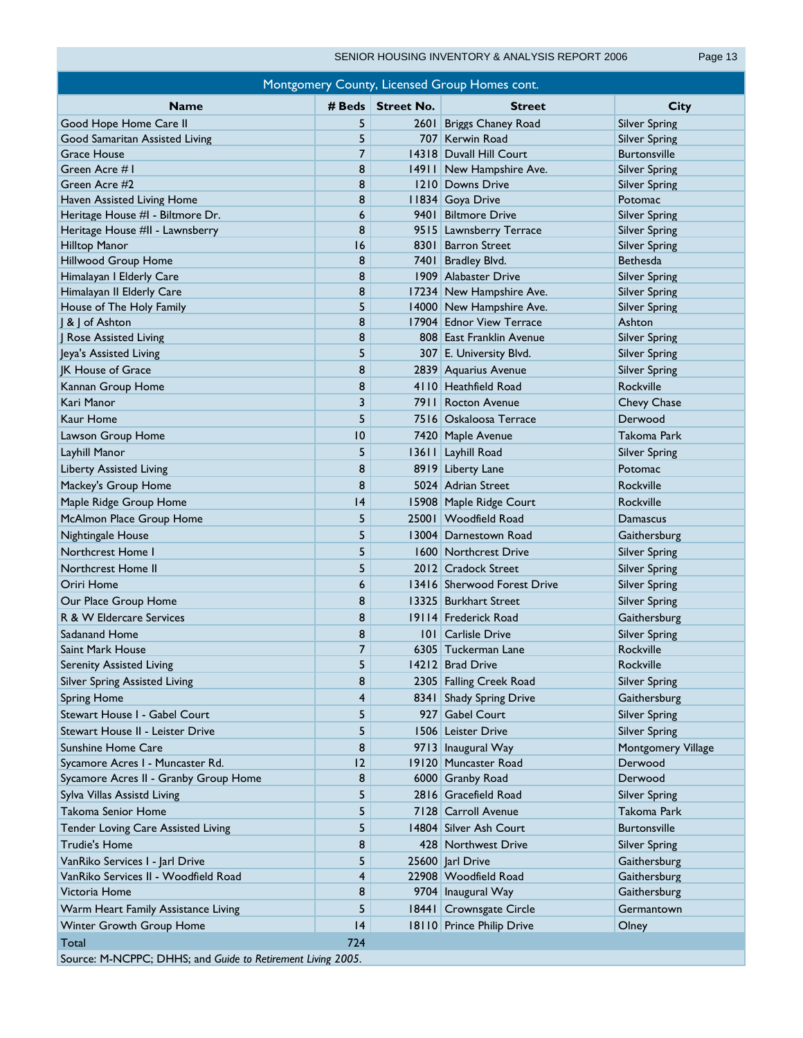| Montgomery County, Licensed Group Homes cont. | | | | |
|---|---|---|---|---|
| **Name** | **# Beds** | **Street No.** | **Street** | **City** |
| Good Hope Home Care II | 5 | 2601 | Briggs Chaney Road | Silver Spring |
| Good Samaritan Assisted Living | 5 | 707 | Kerwin Road | Silver Spring |
| Grace House | 7 | 14318 | Duvall Hill Court | Burtonsville |
| Green Acre # I | 8 | 14911 | New Hampshire Ave. | Silver Spring |
| Green Acre #2 | 8 | 1210 | Downs Drive | Silver Spring |
| Haven Assisted Living Home | 8 | 11834 | Goya Drive | Potomac |
| Heritage House #I - Biltmore Dr. | 6 | 9401 | Biltmore Drive | Silver Spring |
| Heritage House #II - Lawnsberry | 8 | 9515 | Lawnsberry Terrace | Silver Spring |
| Hilltop Manor | 16 | 8301 | Barron Street | Silver Spring |
| Hillwood Group Home | 8 | 7401 | Bradley Blvd. | Bethesda |
| Himalayan I Elderly Care | 8 | 1909 | Alabaster Drive | Silver Spring |
| Himalayan II Elderly Care | 8 | 17234 | New Hampshire Ave. | Silver Spring |
| House of The Holy Family | 5 | 14000 | New Hampshire Ave. | Silver Spring |
| J & J of Ashton | 8 | 17904 | Ednor View Terrace | Ashton |
| J Rose Assisted Living | 8 | 808 | East Franklin Avenue | Silver Spring |
| Jeya's Assisted Living | 5 | 307 | E. University Blvd. | Silver Spring |
| JK House of Grace | 8 | 2839 | Aquarius Avenue | Silver Spring |
| Kannan Group Home | 8 | 4110 | Heathfield Road | Rockville |
| Kari Manor | 3 | 7911 | Rocton Avenue | Chevy Chase |
| Kaur Home | 5 | 7516 | Oskaloosa Terrace | Derwood |
| Lawson Group Home | 10 | 7420 | Maple Avenue | Takoma Park |
| Layhill Manor | 5 | 13611 | Layhill Road | Silver Spring |
| Liberty Assisted Living | 8 | 8919 | Liberty Lane | Potomac |
| Mackey's Group Home | 8 | 5024 | Adrian Street | Rockville |
| Maple Ridge Group Home | 14 | 15908 | Maple Ridge Court | Rockville |
| McAlmon Place Group Home | 5 | 25001 | Woodfield Road | Damascus |
| Nightingale House | 5 | 13004 | Darnestown Road | Gaithersburg |
| Northcrest Home I | 5 | 1600 | Northcrest Drive | Silver Spring |
| Northcrest Home II | 5 | 2012 | Cradock Street | Silver Spring |
| Oriri Home | 6 | 13416 | Sherwood Forest Drive | Silver Spring |
| Our Place Group Home | 8 | 13325 | Burkhart Street | Silver Spring |
| R & W Eldercare Services | 8 | 19114 | Frederick Road | Gaithersburg |
| Sadanand Home | 8 | 101 | Carlisle Drive | Silver Spring |
| Saint Mark House | 7 | 6305 | Tuckerman Lane | Rockville |
| Serenity Assisted Living | 5 | 14212 | Brad Drive | Rockville |
| Silver Spring Assisted Living | 8 | 2305 | Falling Creek Road | Silver Spring |
| Spring Home | 4 | 8341 | Shady Spring Drive | Gaithersburg |
| Stewart House I - Gabel Court | 5 | 927 | Gabel Court | Silver Spring |
| Stewart House II - Leister Drive | 5 | 1506 | Leister Drive | Silver Spring |
| Sunshine Home Care | 8 | 9713 | Inaugural Way | Montgomery Village |
| Sycamore Acres I - Muncaster Rd. | 12 | 19120 | Muncaster Road | Derwood |
| Sycamore Acres II - Granby Group Home | 8 | 6000 | Granby Road | Derwood |
| Sylva Villas Assistd Living | 5 | 2816 | Gracefield Road | Silver Spring |
| Takoma Senior Home | 5 | 7128 | Carroll Avenue | Takoma Park |
| Tender Loving Care Assisted Living | 5 | 14804 | Silver Ash Court | Burtonsville |
| Trudie's Home | 8 | 428 | Northwest Drive | Silver Spring |
| VanRiko Services I - Jarl Drive | 5 | 25600 | Jarl Drive | Gaithersburg |
| VanRiko Services II - Woodfield Road | 4 | 22908 | Woodfield Road | Gaithersburg |
| Victoria Home | 8 | 9704 | Inaugural Way | Gaithersburg |
| Warm Heart Family Assistance Living | 5 | 18441 | Crownsgate Circle | Germantown |
| Winter Growth Group Home | 14 | 18110 | Prince Philip Drive | Olney |
| Total | 724 | | | |

Source: M-NCPPC; DHHS; and *Guide to Retirement Living 2005*.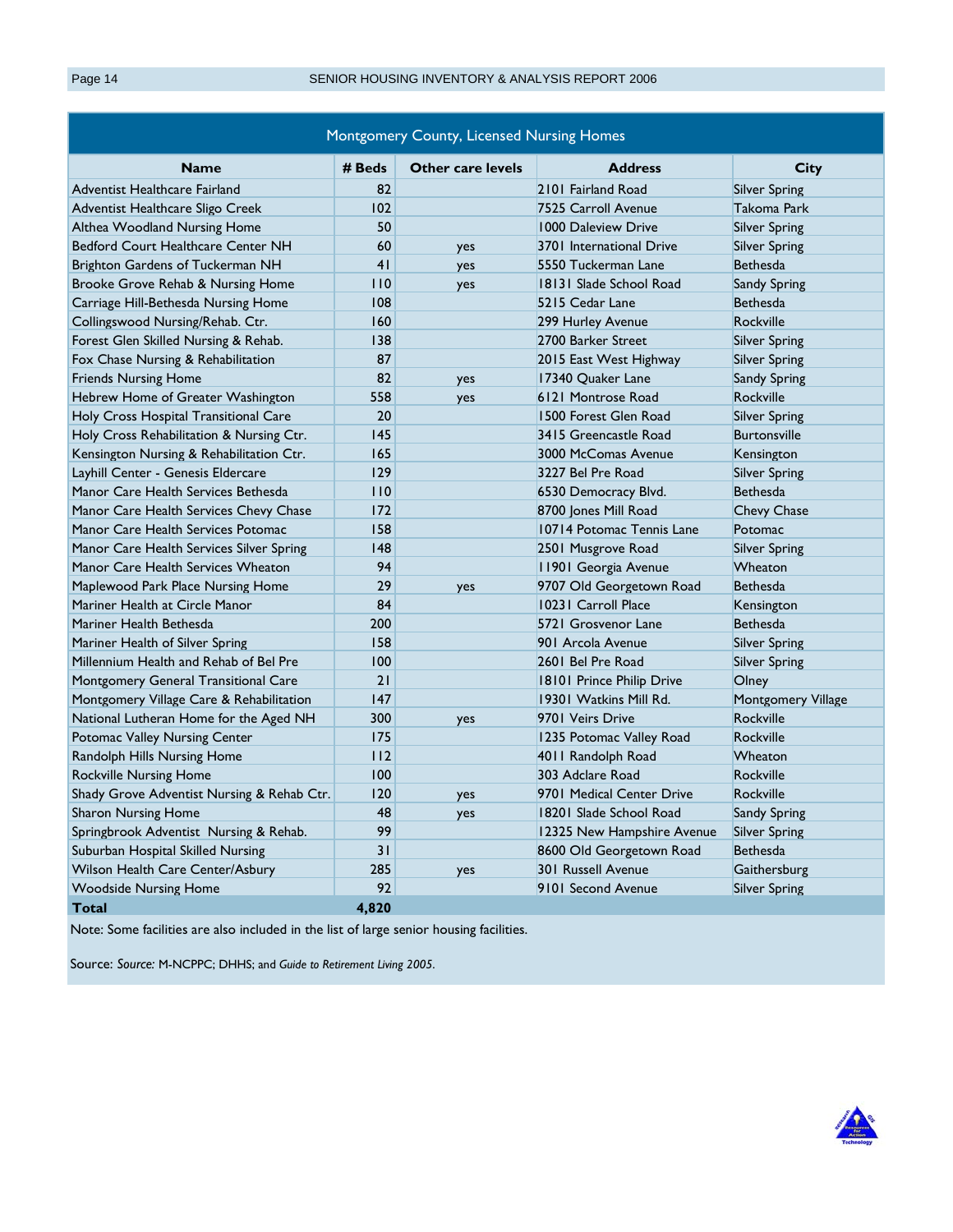## Montgomery County, Licensed Nursing Homes

| Name | # Beds | Other care levels | Address | City |
|---|---|---|---|---|
| Adventist Healthcare Fairland | 82 | | 2101 Fairland Road | Silver Spring |
| Adventist Healthcare Sligo Creek | 102 | | 7525 Carroll Avenue | Takoma Park |
| Althea Woodland Nursing Home | 50 | | 1000 Daleview Drive | Silver Spring |
| Bedford Court Healthcare Center NH | 60 | yes | 3701 International Drive | Silver Spring |
| Brighton Gardens of Tuckerman NH | 41 | yes | 5550 Tuckerman Lane | Bethesda |
| Brooke Grove Rehab & Nursing Home | 110 | yes | 18131 Slade School Road | Sandy Spring |
| Carriage Hill-Bethesda Nursing Home | 108 | | 5215 Cedar Lane | Bethesda |
| Collingswood Nursing/Rehab. Ctr. | 160 | | 299 Hurley Avenue | Rockville |
| Forest Glen Skilled Nursing & Rehab. | 138 | | 2700 Barker Street | Silver Spring |
| Fox Chase Nursing & Rehabilitation | 87 | | 2015 East West Highway | Silver Spring |
| Friends Nursing Home | 82 | yes | 17340 Quaker Lane | Sandy Spring |
| Hebrew Home of Greater Washington | 558 | yes | 6121 Montrose Road | Rockville |
| Holy Cross Hospital Transitional Care | 20 | | 1500 Forest Glen Road | Silver Spring |
| Holy Cross Rehabilitation & Nursing Ctr. | 145 | | 3415 Greencastle Road | Burtonsville |
| Kensington Nursing & Rehabilitation Ctr. | 165 | | 3000 McComas Avenue | Kensington |
| Layhill Center - Genesis Eldercare | 129 | | 3227 Bel Pre Road | Silver Spring |
| Manor Care Health Services Bethesda | 110 | | 6530 Democracy Blvd. | Bethesda |
| Manor Care Health Services Chevy Chase | 172 | | 8700 Jones Mill Road | Chevy Chase |
| Manor Care Health Services Potomac | 158 | | 10714 Potomac Tennis Lane | Potomac |
| Manor Care Health Services Silver Spring | 148 | | 2501 Musgrove Road | Silver Spring |
| Manor Care Health Services Wheaton | 94 | | 11901 Georgia Avenue | Wheaton |
| Maplewood Park Place Nursing Home | 29 | yes | 9707 Old Georgetown Road | Bethesda |
| Mariner Health at Circle Manor | 84 | | 10231 Carroll Place | Kensington |
| Mariner Health Bethesda | 200 | | 5721 Grosvenor Lane | Bethesda |
| Mariner Health of Silver Spring | 158 | | 901 Arcola Avenue | Silver Spring |
| Millennium Health and Rehab of Bel Pre | 100 | | 2601 Bel Pre Road | Silver Spring |
| Montgomery General Transitional Care | 21 | | 18101 Prince Philip Drive | Olney |
| Montgomery Village Care & Rehabilitation | 147 | | 19301 Watkins Mill Rd. | Montgomery Village |
| National Lutheran Home for the Aged NH | 300 | yes | 9701 Veirs Drive | Rockville |
| Potomac Valley Nursing Center | 175 | | 1235 Potomac Valley Road | Rockville |
| Randolph Hills Nursing Home | 112 | | 4011 Randolph Road | Wheaton |
| Rockville Nursing Home | 100 | | 303 Adclare Road | Rockville |
| Shady Grove Adventist Nursing & Rehab Ctr. | 120 | yes | 9701 Medical Center Drive | Rockville |
| Sharon Nursing Home | 48 | yes | 18201 Slade School Road | Sandy Spring |
| Springbrook Adventist Nursing & Rehab. | 99 | | 12325 New Hampshire Avenue | Silver Spring |
| Suburban Hospital Skilled Nursing | 31 | | 8600 Old Georgetown Road | Bethesda |
| Wilson Health Care Center/Asbury | 285 | yes | 301 Russell Avenue | Gaithersburg |
| Woodside Nursing Home | 92 | | 9101 Second Avenue | Silver Spring |
| **Total** | **4,820** | | | |

Note: Some facilities are also included in the list of large senior housing facilities.

Source: *Source:* M-NCPPC; DHHS; and *Guide to Retirement Living 2005*.